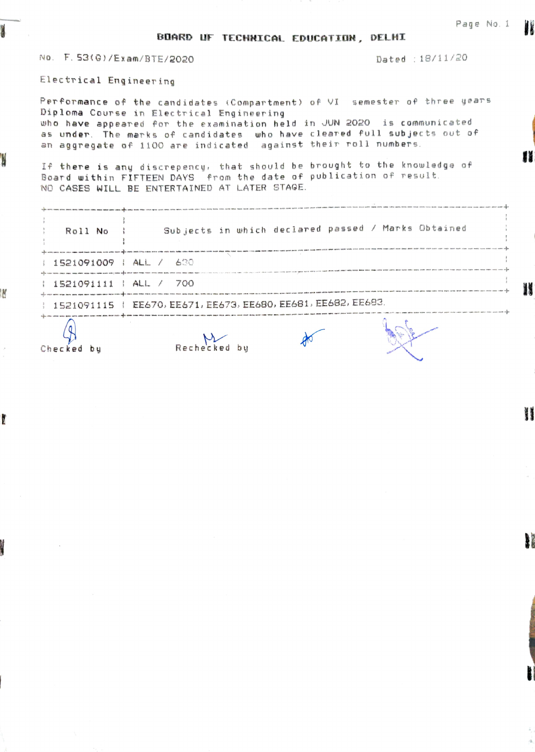# BOARD OF TECHNICAL EDUCATION, DELHI

No. F.53(G)/Exam/BTE/2020 Dated : 18/11/20

Electrical Engineering

Performance of the candidates (Compartment) of VI semester of three years Diploma Course in Electrical Engineering who have appeared for the examination held in JUN 2020 is communicated as under. The marks of candidates who have cleared full subjects out of an aggregate of 1100 are indicated against their roll numbers.

If there is any discrepency, that should be brought to the knowledge of Board within FIFTEEN DAYS from the date of publication of result.
NO CASES WILL BE ENTERTAINED AT LATER STAGE.

| Roll No | Subjects in which declared passed / Marks Obtained |
|---|---|
| 1521091009 | ALL / 630 |
| 1521091111 | ALL / 700 |
| 1521091115 | EE670, EE671, EE673, EE680, EE681, EE682, EE683. |

Checked by Rechecked by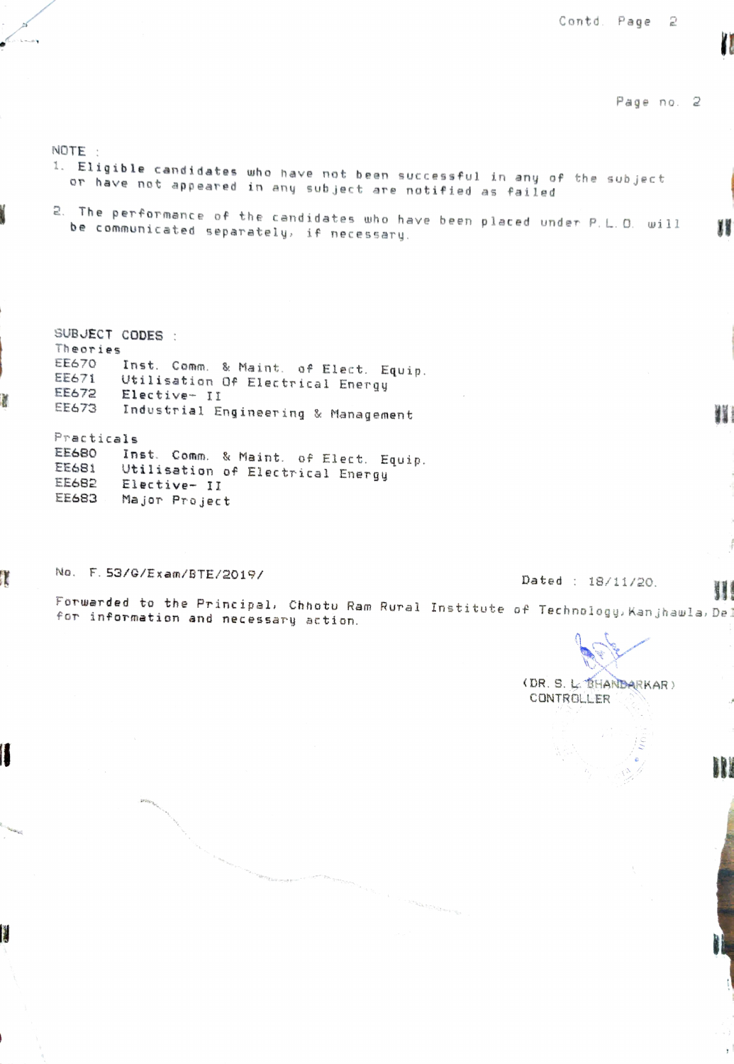NOTE :

1. Eligible candidates who have not been successful in any of the subject or have not appeared in any subject are notified as failed
2. The performance of the candidates who have been placed under P.L.O. will be communicated separately, if necessary.

SUBJECT CODES :

Theories

| | |
|---|---|
| EE670 | Inst. Comm. & Maint. of Elect. Equip. |
| EE671 | Utilisation Of Electrical Energy |
| EE672 | Elective- II |
| EE673 | Industrial Engineering & Management |

Practicals

| | |
|---|---|
| EE680 | Inst. Comm. & Maint. of Elect. Equip. |
| EE681 | Utilisation of Electrical Energy |
| EE682 | Elective- II |
| EE683 | Major Project |

No. F.53/G/Exam/BTE/2019/ Dated : 18/11/20.

Forwarded to the Principal, Chhotu Ram Rural Institute of Technology, Kanjhawla, Del for information and necessary action.

(DR. S. L. BHANDARKAR)
CONTROLLER